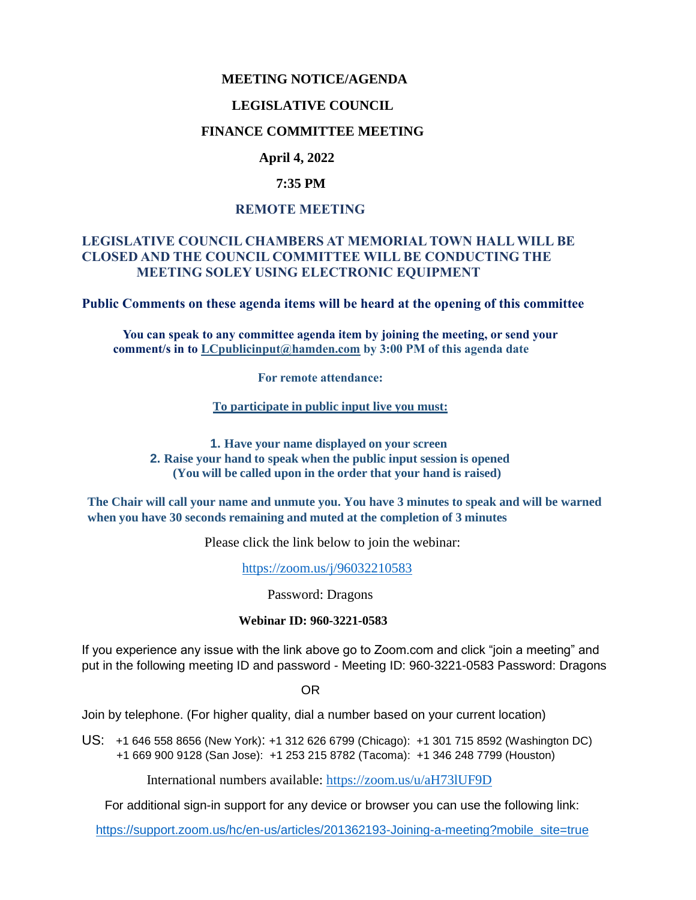# MEETING NOTICE/AGENDA

## LEGISLATIVE COUNCIL

## FINANCE COMMITTEE MEETING

**April 4, 2022**

**7:35 PM**

**REMOTE MEETING**

**LEGISLATIVE COUNCIL CHAMBERS AT MEMORIAL TOWN HALL WILL BE CLOSED AND THE COUNCIL COMMITTEE WILL BE CONDUCTING THE MEETING SOLEY USING ELECTRONIC EQUIPMENT**

**Public Comments on these agenda items will be heard at the opening of this committee**

**You can speak to any committee agenda item by joining the meeting, or send your comment/s in to LCpublicinput@hamden.com by 3:00 PM of this agenda date**

**For remote attendance:**

**To participate in public input live you must:**

1. **Have your name displayed on your screen**
2. **Raise your hand to speak when the public input session is opened (You will be called upon in the order that your hand is raised)**

**The Chair will call your name and unmute you. You have 3 minutes to speak and will be warned when you have 30 seconds remaining and muted at the completion of 3 minutes**

Please click the link below to join the webinar:

https://zoom.us/j/96032210583

Password: Dragons

**Webinar ID: 960-3221-0583**

If you experience any issue with the link above go to Zoom.com and click "join a meeting" and put in the following meeting ID and password - Meeting ID: 960-3221-0583 Password: Dragons

OR

Join by telephone. (For higher quality, dial a number based on your current location)

US: +1 646 558 8656 (New York): +1 312 626 6799 (Chicago): +1 301 715 8592 (Washington DC) +1 669 900 9128 (San Jose): +1 253 215 8782 (Tacoma): +1 346 248 7799 (Houston)

International numbers available: https://zoom.us/u/aH73lUF9D

For additional sign-in support for any device or browser you can use the following link:

https://support.zoom.us/hc/en-us/articles/201362193-Joining-a-meeting?mobile_site=true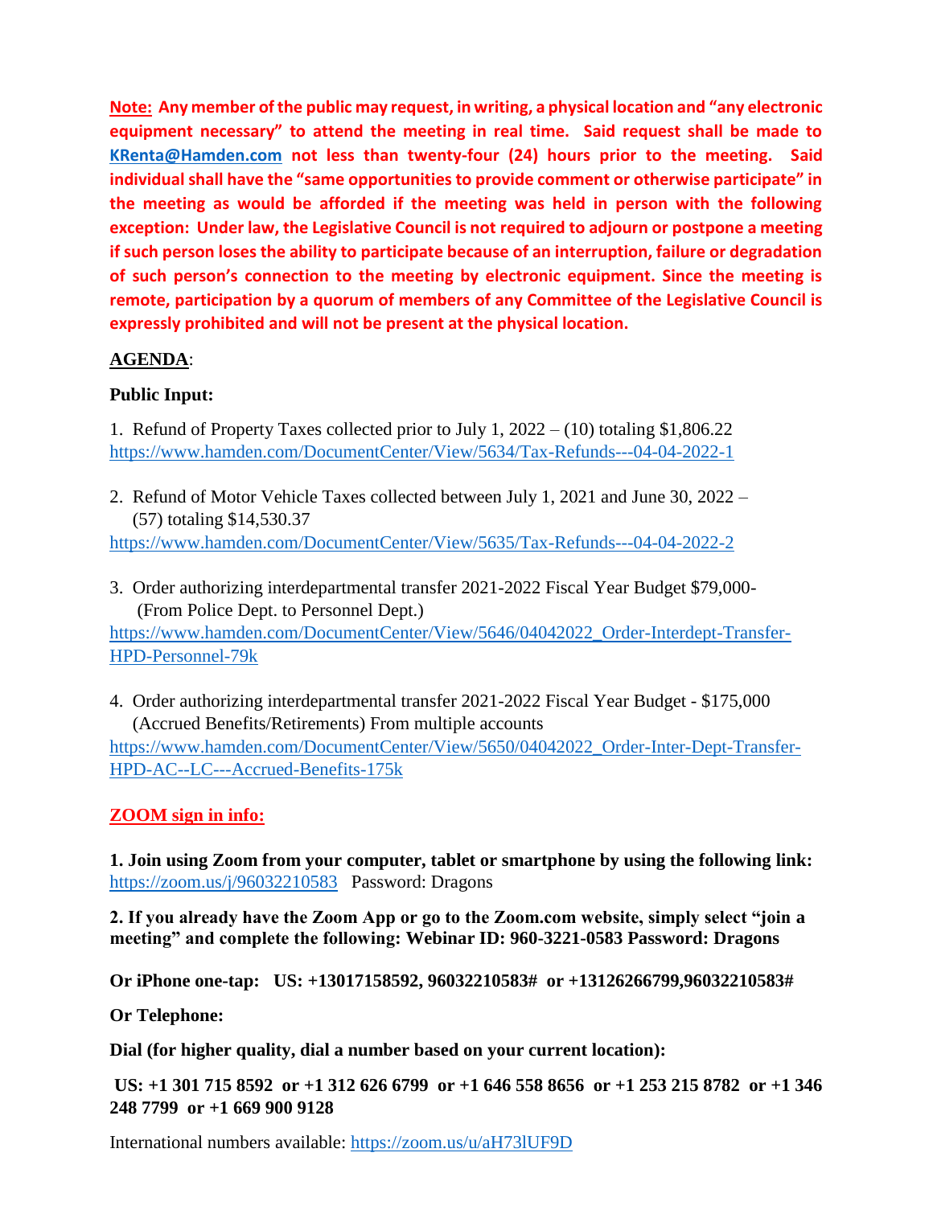**Note: Any member of the public may request, in writing, a physical location and "any electronic equipment necessary" to attend the meeting in real time. Said request shall be made to KRenta@Hamden.com not less than twenty-four (24) hours prior to the meeting. Said individual shall have the "same opportunities to provide comment or otherwise participate" in the meeting as would be afforded if the meeting was held in person with the following exception: Under law, the Legislative Council is not required to adjourn or postpone a meeting if such person loses the ability to participate because of an interruption, failure or degradation of such person's connection to the meeting by electronic equipment. Since the meeting is remote, participation by a quorum of members of any Committee of the Legislative Council is expressly prohibited and will not be present at the physical location.**

**AGENDA**:

**Public Input:**

1. Refund of Property Taxes collected prior to July 1, 2022 – (10) totaling $1,806.22
https://www.hamden.com/DocumentCenter/View/5634/Tax-Refunds---04-04-2022-1

2. Refund of Motor Vehicle Taxes collected between July 1, 2021 and June 30, 2022 – (57) totaling $14,530.37
https://www.hamden.com/DocumentCenter/View/5635/Tax-Refunds---04-04-2022-2

3. Order authorizing interdepartmental transfer 2021-2022 Fiscal Year Budget $79,000- (From Police Dept. to Personnel Dept.)
https://www.hamden.com/DocumentCenter/View/5646/04042022_Order-Interdept-Transfer-HPD-Personnel-79k

4. Order authorizing interdepartmental transfer 2021-2022 Fiscal Year Budget - $175,000 (Accrued Benefits/Retirements) From multiple accounts
https://www.hamden.com/DocumentCenter/View/5650/04042022_Order-Inter-Dept-Transfer-HPD-AC--LC---Accrued-Benefits-175k

**ZOOM sign in info:**

**1. Join using Zoom from your computer, tablet or smartphone by using the following link:** https://zoom.us/j/96032210583 Password: Dragons

**2. If you already have the Zoom App or go to the Zoom.com website, simply select "join a meeting" and complete the following: Webinar ID: 960-3221-0583 Password: Dragons**

**Or iPhone one-tap: US: +13017158592, 96032210583# or +13126266799,96032210583#**

**Or Telephone:**

**Dial (for higher quality, dial a number based on your current location):**

**US: +1 301 715 8592 or +1 312 626 6799 or +1 646 558 8656 or +1 253 215 8782 or +1 346 248 7799 or +1 669 900 9128**

International numbers available: https://zoom.us/u/aH73lUF9D